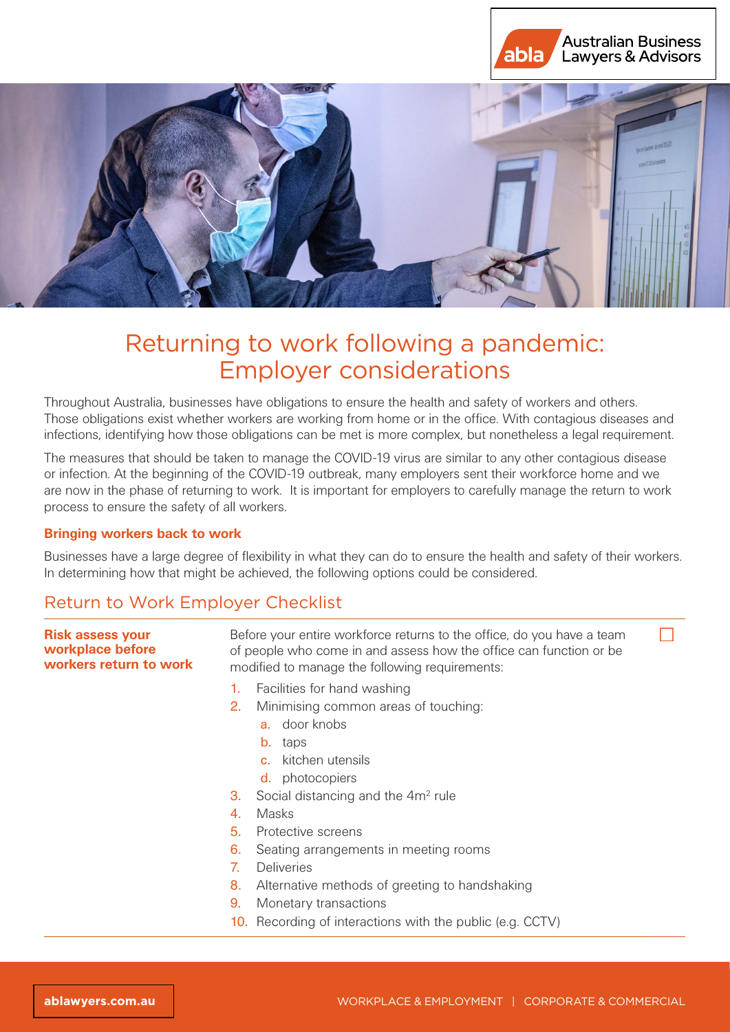# Returning to work following a pandemic: Employer considerations

Throughout Australia, businesses have obligations to ensure the health and safety of workers and others. Those obligations exist whether workers are working from home or in the office. With contagious diseases and infections, identifying how those obligations can be met is more complex, but nonetheless a legal requirement.

The measures that should be taken to manage the COVID-19 virus are similar to any other contagious disease or infection. At the beginning of the COVID-19 outbreak, many employers sent their workforce home and we are now in the phase of returning to work. It is important for employers to carefully manage the return to work process to ensure the safety of all workers.

### Bringing workers back to work

Businesses have a large degree of flexibility in what they can do to ensure the health and safety of their workers. In determining how that might be achieved, the following options could be considered.

## Return to Work Employer Checklist

**Risk assess your workplace before workers return to work**

☐ Before your entire workforce returns to the office, do you have a team of people who come in and assess how the office can function or be modified to manage the following requirements:

1. Facilities for hand washing
2. Minimising common areas of touching:
   a. door knobs
   b. taps
   c. kitchen utensils
   d. photocopiers
3. Social distancing and the $4m^2$ rule
4. Masks
5. Protective screens
6. Seating arrangements in meeting rooms
7. Deliveries
8. Alternative methods of greeting to handshaking
9. Monetary transactions
10. Recording of interactions with the public (e.g. CCTV)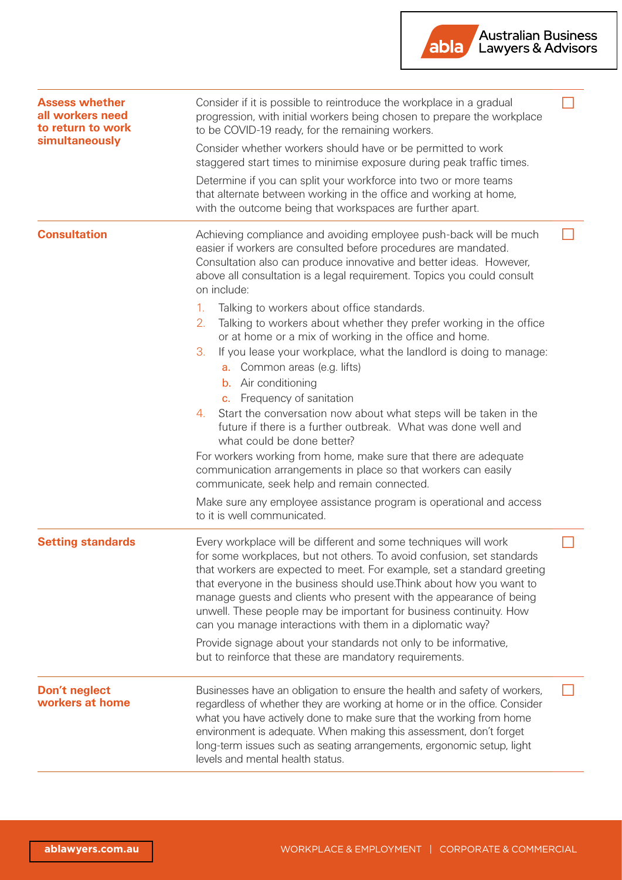| | | |
|---|---|---|
| **Assess whether all workers need to return to work simultaneously** | Consider if it is possible to reintroduce the workplace in a gradual progression, with initial workers being chosen to prepare the workplace to be COVID-19 ready, for the remaining workers.<br><br>Consider whether workers should have or be permitted to work staggered start times to minimise exposure during peak traffic times.<br><br>Determine if you can split your workforce into two or more teams that alternate between working in the office and working at home, with the outcome being that workspaces are further apart. | ☐ |
| **Consultation** | Achieving compliance and avoiding employee push-back will be much easier if workers are consulted before procedures are mandated. Consultation also can produce innovative and better ideas. However, above all consultation is a legal requirement. Topics you could consult on include:<br><br>1. Talking to workers about office standards.<br>2. Talking to workers about whether they prefer working in the office or at home or a mix of working in the office and home.<br>3. If you lease your workplace, what the landlord is doing to manage:<br>&nbsp;&nbsp;a. Common areas (e.g. lifts)<br>&nbsp;&nbsp;b. Air conditioning<br>&nbsp;&nbsp;c. Frequency of sanitation<br>4. Start the conversation now about what steps will be taken in the future if there is a further outbreak. What was done well and what could be done better?<br><br>For workers working from home, make sure that there are adequate communication arrangements in place so that workers can easily communicate, seek help and remain connected.<br><br>Make sure any employee assistance program is operational and access to it is well communicated. | ☐ |
| **Setting standards** | Every workplace will be different and some techniques will work for some workplaces, but not others. To avoid confusion, set standards that workers are expected to meet. For example, set a standard greeting that everyone in the business should use.Think about how you want to manage guests and clients who present with the appearance of being unwell. These people may be important for business continuity. How can you manage interactions with them in a diplomatic way?<br><br>Provide signage about your standards not only to be informative, but to reinforce that these are mandatory requirements. | ☐ |
| **Don't neglect workers at home** | Businesses have an obligation to ensure the health and safety of workers, regardless of whether they are working at home or in the office. Consider what you have actively done to make sure that the working from home environment is adequate. When making this assessment, don't forget long-term issues such as seating arrangements, ergonomic setup, light levels and mental health status. | ☐ |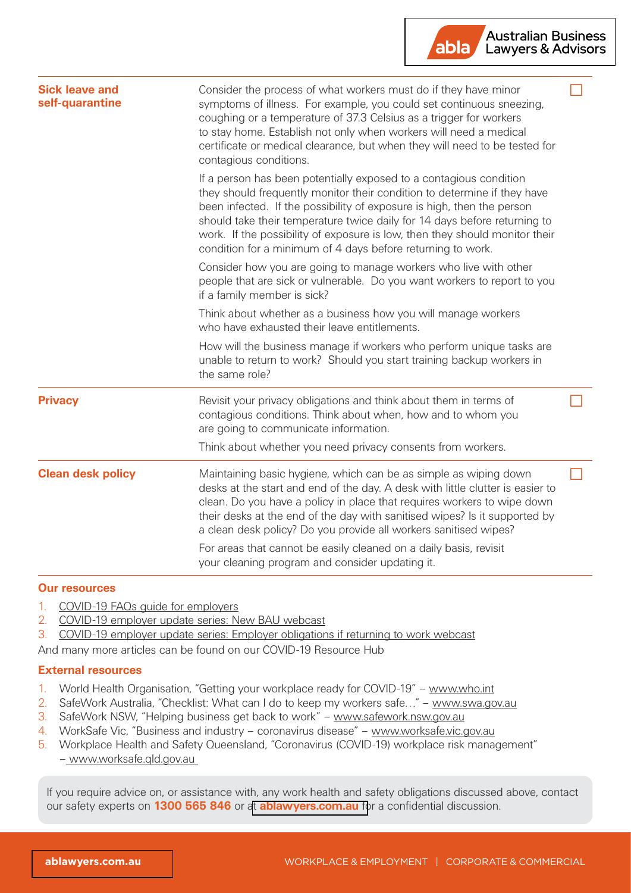| | | |
|---|---|---|
| **Sick leave and self-quarantine** | Consider the process of what workers must do if they have minor symptoms of illness. For example, you could set continuous sneezing, coughing or a temperature of 37.3 Celsius as a trigger for workers to stay home. Establish not only when workers will need a medical certificate or medical clearance, but when they will need to be tested for contagious conditions.<br><br>If a person has been potentially exposed to a contagious condition they should frequently monitor their condition to determine if they have been infected. If the possibility of exposure is high, then the person should take their temperature twice daily for 14 days before returning to work. If the possibility of exposure is low, then they should monitor their condition for a minimum of 4 days before returning to work.<br><br>Consider how you are going to manage workers who live with other people that are sick or vulnerable. Do you want workers to report to you if a family member is sick?<br><br>Think about whether as a business how you will manage workers who have exhausted their leave entitlements.<br><br>How will the business manage if workers who perform unique tasks are unable to return to work? Should you start training backup workers in the same role? | ☐ |
| **Privacy** | Revisit your privacy obligations and think about them in terms of contagious conditions. Think about when, how and to whom you are going to communicate information.<br><br>Think about whether you need privacy consents from workers. | ☐ |
| **Clean desk policy** | Maintaining basic hygiene, which can be as simple as wiping down desks at the start and end of the day. A desk with little clutter is easier to clean. Do you have a policy in place that requires workers to wipe down their desks at the end of the day with sanitised wipes? Is it supported by a clean desk policy? Do you provide all workers sanitised wipes?<br><br>For areas that cannot be easily cleaned on a daily basis, revisit your cleaning program and consider updating it. | ☐ |

### Our resources

1. COVID-19 FAQs guide for employers
2. COVID-19 employer update series: New BAU webcast
3. COVID-19 employer update series: Employer obligations if returning to work webcast

And many more articles can be found on our COVID-19 Resource Hub

### External resources

1. World Health Organisation, "Getting your workplace ready for COVID-19" – www.who.int
2. SafeWork Australia, "Checklist: What can I do to keep my workers safe…" – www.swa.gov.au
3. SafeWork NSW, "Helping business get back to work" – www.safework.nsw.gov.au
4. WorkSafe Vic, "Business and industry – coronavirus disease" – www.worksafe.vic.gov.au
5. Workplace Health and Safety Queensland, "Coronavirus (COVID-19) workplace risk management" – www.worksafe.qld.gov.au

If you require advice on, or assistance with, any work health and safety obligations discussed above, contact our safety experts on **1300 565 846** or at **ablawyers.com.au** for a confidential discussion.